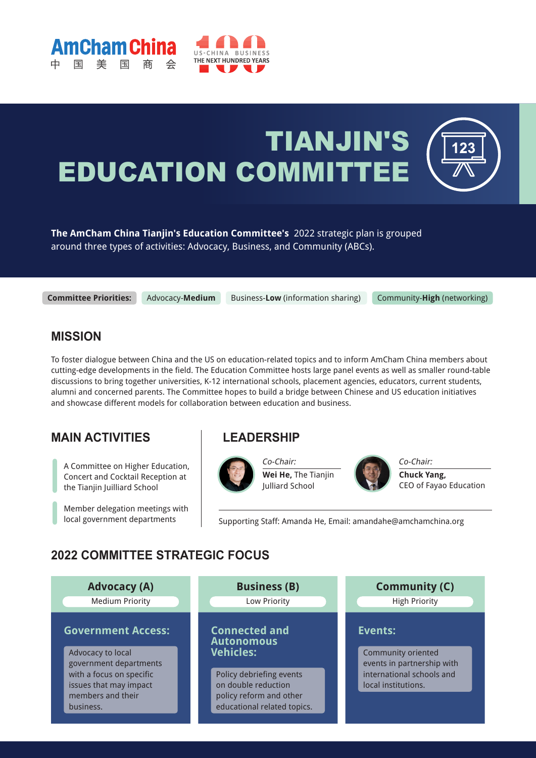AmCham China 中国美国商会

US-CHINA BUSINESS THE NEXT HUNDRED YEARS

# TIANJIN'S EDUCATION COMMITTEE

**The AmCham China Tianjin's Education Committee's** 2022 strategic plan is grouped around three types of activities: Advocacy, Business, and Community (ABCs).

**Committee Priorities:** Advocacy-**Medium** | Business-**Low** (information sharing) | Community-**High** (networking)

## MISSION

To foster dialogue between China and the US on education-related topics and to inform AmCham China members about cutting-edge developments in the field. The Education Committee hosts large panel events as well as smaller round-table discussions to bring together universities, K-12 international schools, placement agencies, educators, current students, alumni and concerned parents. The Committee hopes to build a bridge between Chinese and US education initiatives and showcase different models for collaboration between education and business.

## MAIN ACTIVITIES

- A Committee on Higher Education, Concert and Cocktail Reception at the Tianjin Juilliard School
- Member delegation meetings with local government departments

## LEADERSHIP

*Co-Chair:*
**Wei He,** The Tianjin Julliard School

*Co-Chair:*
**Chuck Yang,** CEO of Fayao Education

Supporting Staff: Amanda He, Email: amandahe@amchamchina.org

## 2022 COMMITTEE STRATEGIC FOCUS

### Advocacy (A)
Medium Priority

**Government Access:**

Advocacy to local government departments with a focus on specific issues that may impact members and their business.

### Business (B)
Low Priority

**Connected and Autonomous Vehicles:**

Policy debriefing events on double reduction policy reform and other educational related topics.

### Community (C)
High Priority

**Events:**

Community oriented events in partnership with international schools and local institutions.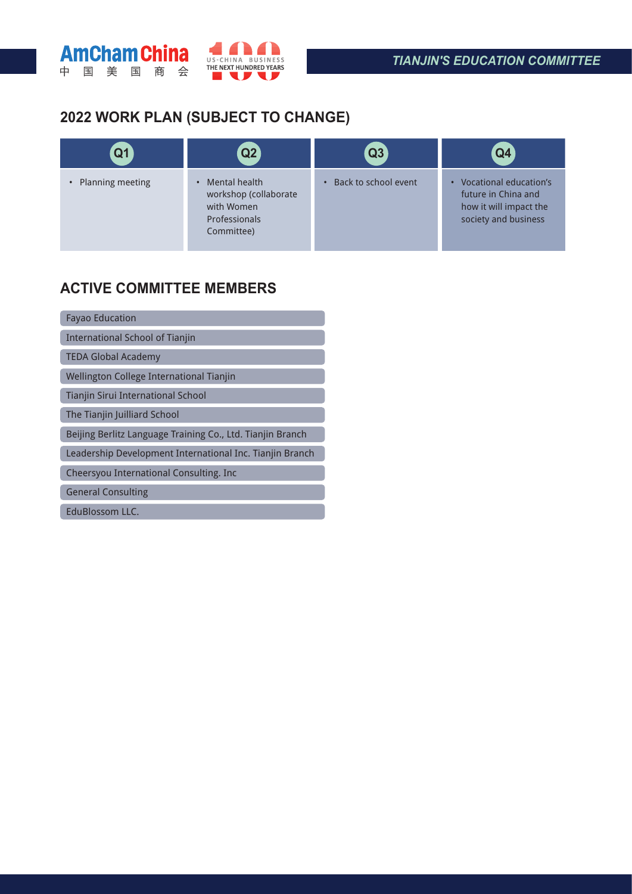## 2022 WORK PLAN (SUBJECT TO CHANGE)

| Q1 | Q2 | Q3 | Q4 |
|---|---|---|---|
| • Planning meeting | • Mental health workshop (collaborate with Women Professionals Committee) | • Back to school event | • Vocational education's future in China and how it will impact the society and business |

## ACTIVE COMMITTEE MEMBERS

- Fayao Education
- International School of Tianjin
- TEDA Global Academy
- Wellington College International Tianjin
- Tianjin Sirui International School
- The Tianjin Juilliard School
- Beijing Berlitz Language Training Co., Ltd. Tianjin Branch
- Leadership Development International Inc. Tianjin Branch
- Cheersyou International Consulting. Inc
- General Consulting
- EduBlossom LLC.